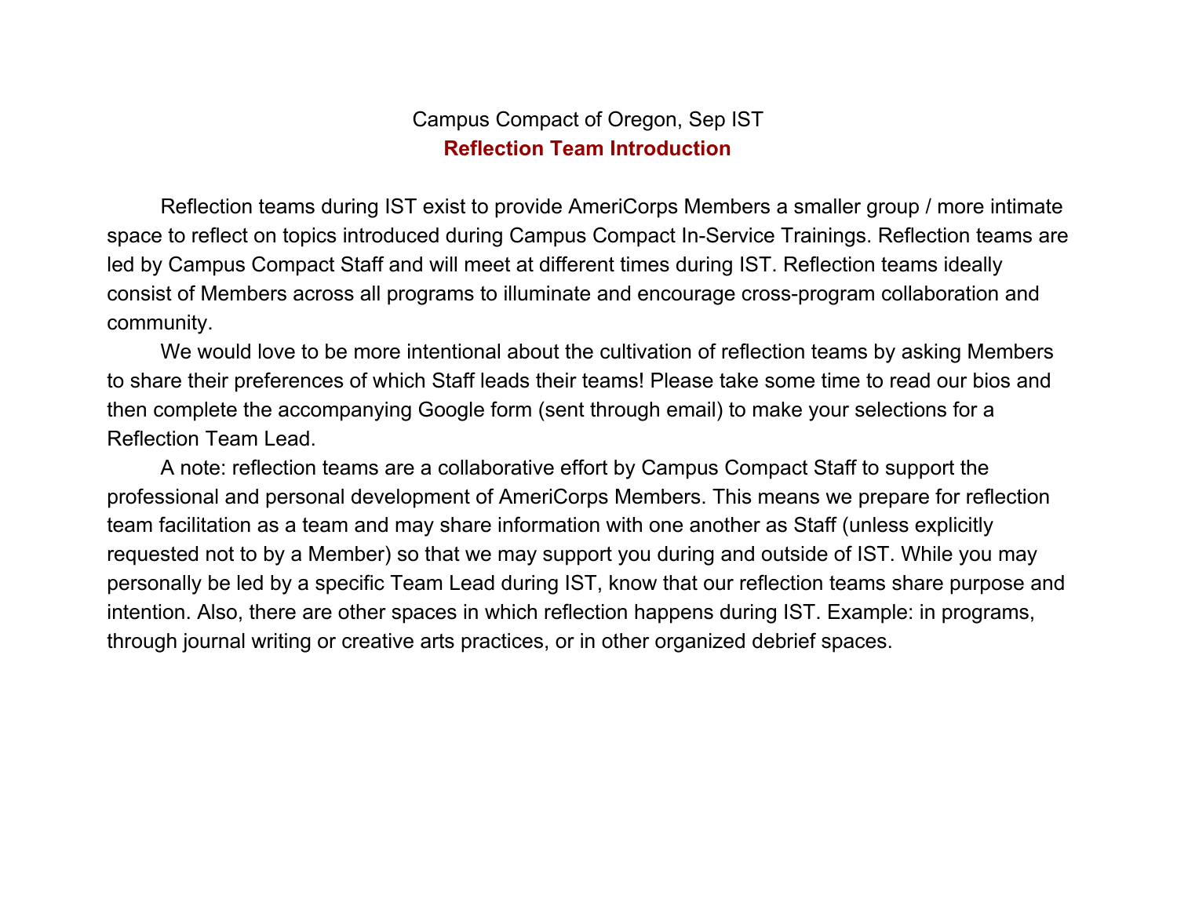Campus Compact of Oregon, Sep IST

# Reflection Team Introduction

Reflection teams during IST exist to provide AmeriCorps Members a smaller group / more intimate space to reflect on topics introduced during Campus Compact In-Service Trainings. Reflection teams are led by Campus Compact Staff and will meet at different times during IST. Reflection teams ideally consist of Members across all programs to illuminate and encourage cross-program collaboration and community.

We would love to be more intentional about the cultivation of reflection teams by asking Members to share their preferences of which Staff leads their teams! Please take some time to read our bios and then complete the accompanying Google form (sent through email) to make your selections for a Reflection Team Lead.

A note: reflection teams are a collaborative effort by Campus Compact Staff to support the professional and personal development of AmeriCorps Members. This means we prepare for reflection team facilitation as a team and may share information with one another as Staff (unless explicitly requested not to by a Member) so that we may support you during and outside of IST. While you may personally be led by a specific Team Lead during IST, know that our reflection teams share purpose and intention. Also, there are other spaces in which reflection happens during IST. Example: in programs, through journal writing or creative arts practices, or in other organized debrief spaces.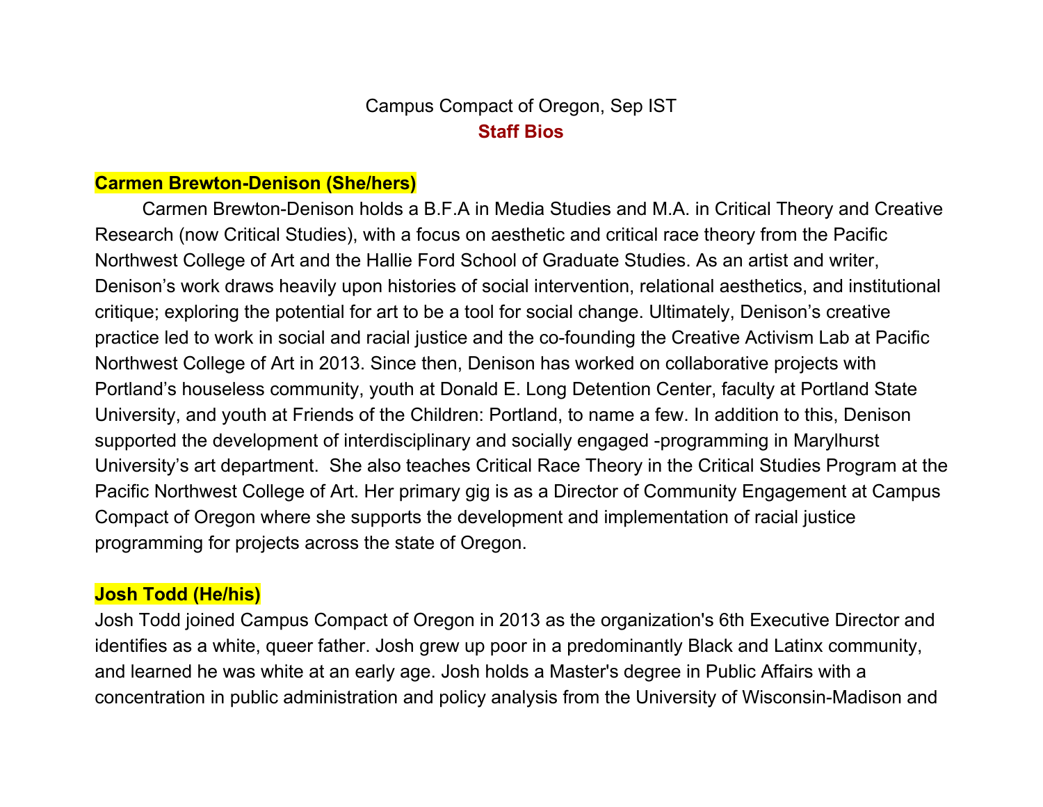Campus Compact of Oregon, Sep IST

**Staff Bios**

**Carmen Brewton-Denison (She/hers)**

Carmen Brewton-Denison holds a B.F.A in Media Studies and M.A. in Critical Theory and Creative Research (now Critical Studies), with a focus on aesthetic and critical race theory from the Pacific Northwest College of Art and the Hallie Ford School of Graduate Studies. As an artist and writer, Denison's work draws heavily upon histories of social intervention, relational aesthetics, and institutional critique; exploring the potential for art to be a tool for social change. Ultimately, Denison's creative practice led to work in social and racial justice and the co-founding the Creative Activism Lab at Pacific Northwest College of Art in 2013. Since then, Denison has worked on collaborative projects with Portland's houseless community, youth at Donald E. Long Detention Center, faculty at Portland State University, and youth at Friends of the Children: Portland, to name a few. In addition to this, Denison supported the development of interdisciplinary and socially engaged -programming in Marylhurst University's art department. She also teaches Critical Race Theory in the Critical Studies Program at the Pacific Northwest College of Art. Her primary gig is as a Director of Community Engagement at Campus Compact of Oregon where she supports the development and implementation of racial justice programming for projects across the state of Oregon.

**Josh Todd (He/his)**

Josh Todd joined Campus Compact of Oregon in 2013 as the organization's 6th Executive Director and identifies as a white, queer father. Josh grew up poor in a predominantly Black and Latinx community, and learned he was white at an early age. Josh holds a Master's degree in Public Affairs with a concentration in public administration and policy analysis from the University of Wisconsin-Madison and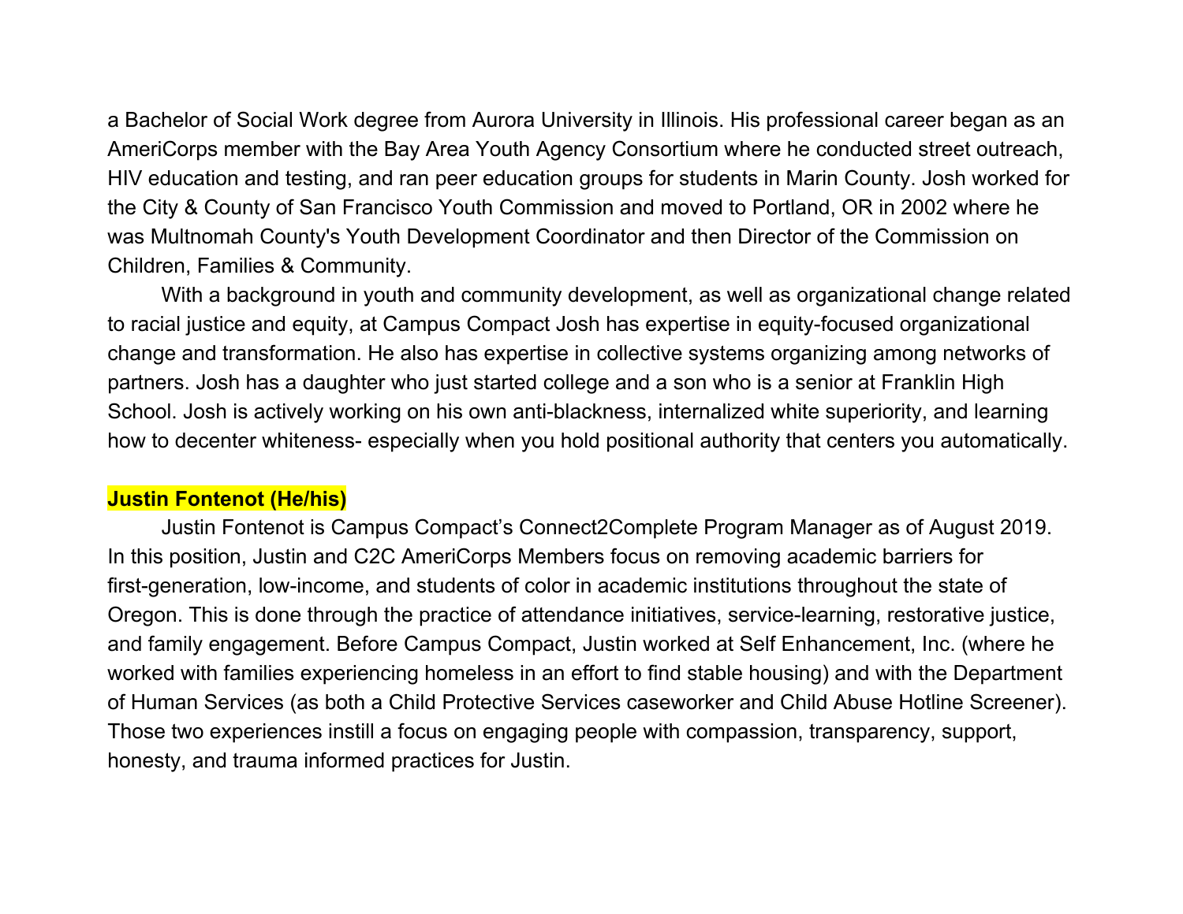a Bachelor of Social Work degree from Aurora University in Illinois. His professional career began as an AmeriCorps member with the Bay Area Youth Agency Consortium where he conducted street outreach, HIV education and testing, and ran peer education groups for students in Marin County. Josh worked for the City & County of San Francisco Youth Commission and moved to Portland, OR in 2002 where he was Multnomah County's Youth Development Coordinator and then Director of the Commission on Children, Families & Community.

With a background in youth and community development, as well as organizational change related to racial justice and equity, at Campus Compact Josh has expertise in equity-focused organizational change and transformation. He also has expertise in collective systems organizing among networks of partners. Josh has a daughter who just started college and a son who is a senior at Franklin High School. Josh is actively working on his own anti-blackness, internalized white superiority, and learning how to decenter whiteness- especially when you hold positional authority that centers you automatically.

**Justin Fontenot (He/his)**

Justin Fontenot is Campus Compact's Connect2Complete Program Manager as of August 2019. In this position, Justin and C2C AmeriCorps Members focus on removing academic barriers for first-generation, low-income, and students of color in academic institutions throughout the state of Oregon. This is done through the practice of attendance initiatives, service-learning, restorative justice, and family engagement. Before Campus Compact, Justin worked at Self Enhancement, Inc. (where he worked with families experiencing homeless in an effort to find stable housing) and with the Department of Human Services (as both a Child Protective Services caseworker and Child Abuse Hotline Screener). Those two experiences instill a focus on engaging people with compassion, transparency, support, honesty, and trauma informed practices for Justin.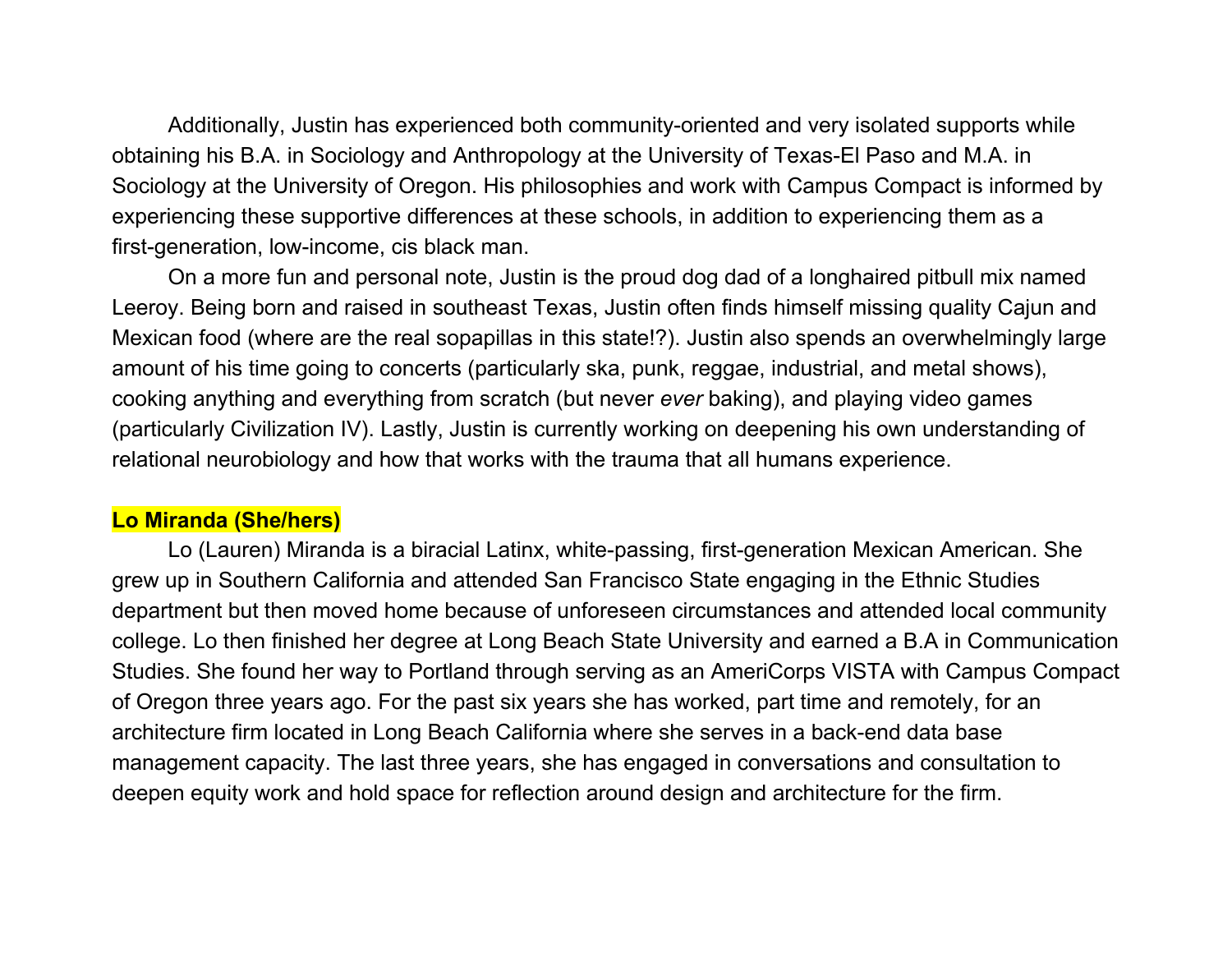Additionally, Justin has experienced both community-oriented and very isolated supports while obtaining his B.A. in Sociology and Anthropology at the University of Texas-El Paso and M.A. in Sociology at the University of Oregon. His philosophies and work with Campus Compact is informed by experiencing these supportive differences at these schools, in addition to experiencing them as a first-generation, low-income, cis black man.

On a more fun and personal note, Justin is the proud dog dad of a longhaired pitbull mix named Leeroy. Being born and raised in southeast Texas, Justin often finds himself missing quality Cajun and Mexican food (where are the real sopapillas in this state!?). Justin also spends an overwhelmingly large amount of his time going to concerts (particularly ska, punk, reggae, industrial, and metal shows), cooking anything and everything from scratch (but never *ever* baking), and playing video games (particularly Civilization IV). Lastly, Justin is currently working on deepening his own understanding of relational neurobiology and how that works with the trauma that all humans experience.

**Lo Miranda (She/hers)**

Lo (Lauren) Miranda is a biracial Latinx, white-passing, first-generation Mexican American. She grew up in Southern California and attended San Francisco State engaging in the Ethnic Studies department but then moved home because of unforeseen circumstances and attended local community college. Lo then finished her degree at Long Beach State University and earned a B.A in Communication Studies. She found her way to Portland through serving as an AmeriCorps VISTA with Campus Compact of Oregon three years ago. For the past six years she has worked, part time and remotely, for an architecture firm located in Long Beach California where she serves in a back-end data base management capacity. The last three years, she has engaged in conversations and consultation to deepen equity work and hold space for reflection around design and architecture for the firm.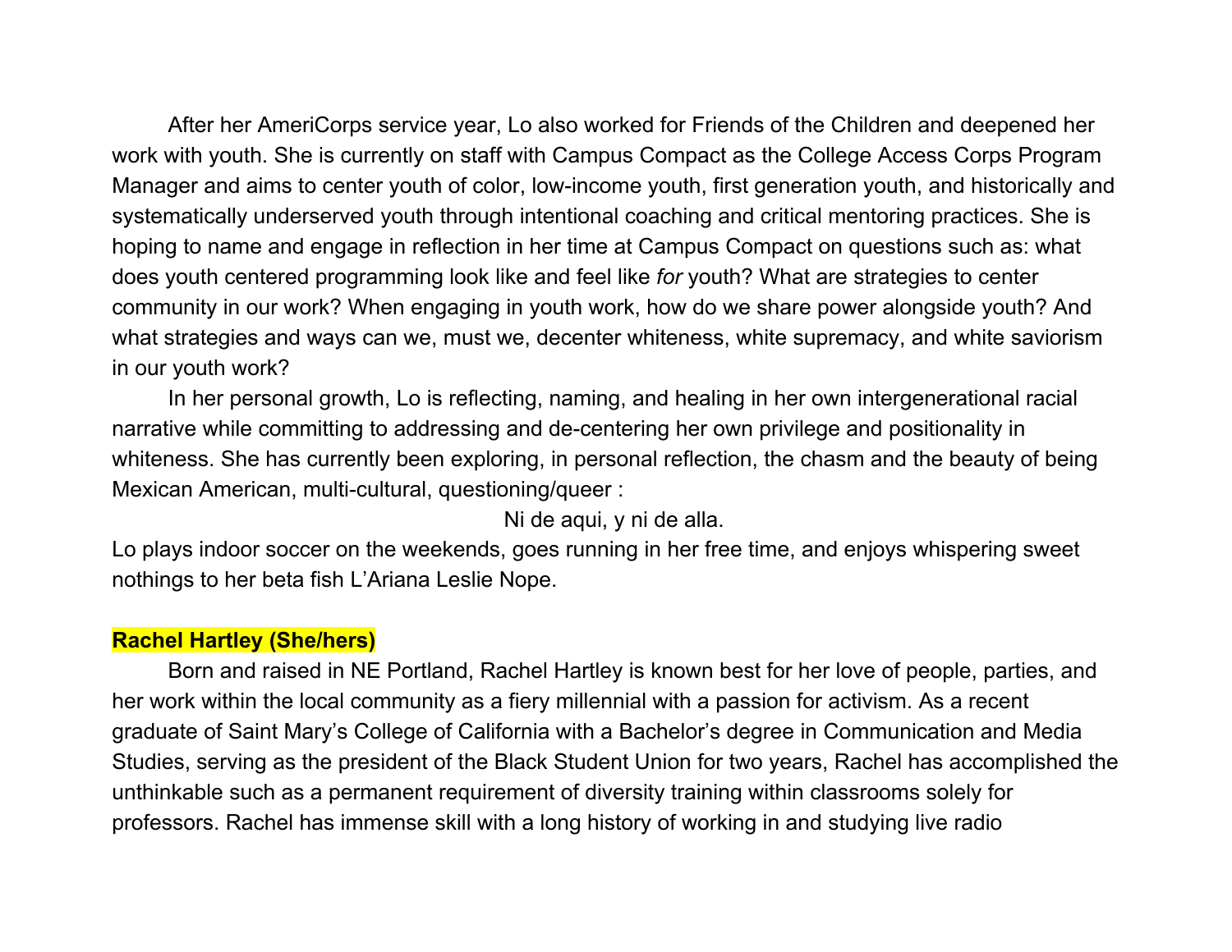After her AmeriCorps service year, Lo also worked for Friends of the Children and deepened her work with youth. She is currently on staff with Campus Compact as the College Access Corps Program Manager and aims to center youth of color, low-income youth, first generation youth, and historically and systematically underserved youth through intentional coaching and critical mentoring practices. She is hoping to name and engage in reflection in her time at Campus Compact on questions such as: what does youth centered programming look like and feel like *for* youth? What are strategies to center community in our work? When engaging in youth work, how do we share power alongside youth? And what strategies and ways can we, must we, decenter whiteness, white supremacy, and white saviorism in our youth work?

In her personal growth, Lo is reflecting, naming, and healing in her own intergenerational racial narrative while committing to addressing and de-centering her own privilege and positionality in whiteness. She has currently been exploring, in personal reflection, the chasm and the beauty of being Mexican American, multi-cultural, questioning/queer :

Ni de aqui, y ni de alla.

Lo plays indoor soccer on the weekends, goes running in her free time, and enjoys whispering sweet nothings to her beta fish L'Ariana Leslie Nope.

**Rachel Hartley (She/hers)**

Born and raised in NE Portland, Rachel Hartley is known best for her love of people, parties, and her work within the local community as a fiery millennial with a passion for activism. As a recent graduate of Saint Mary's College of California with a Bachelor's degree in Communication and Media Studies, serving as the president of the Black Student Union for two years, Rachel has accomplished the unthinkable such as a permanent requirement of diversity training within classrooms solely for professors. Rachel has immense skill with a long history of working in and studying live radio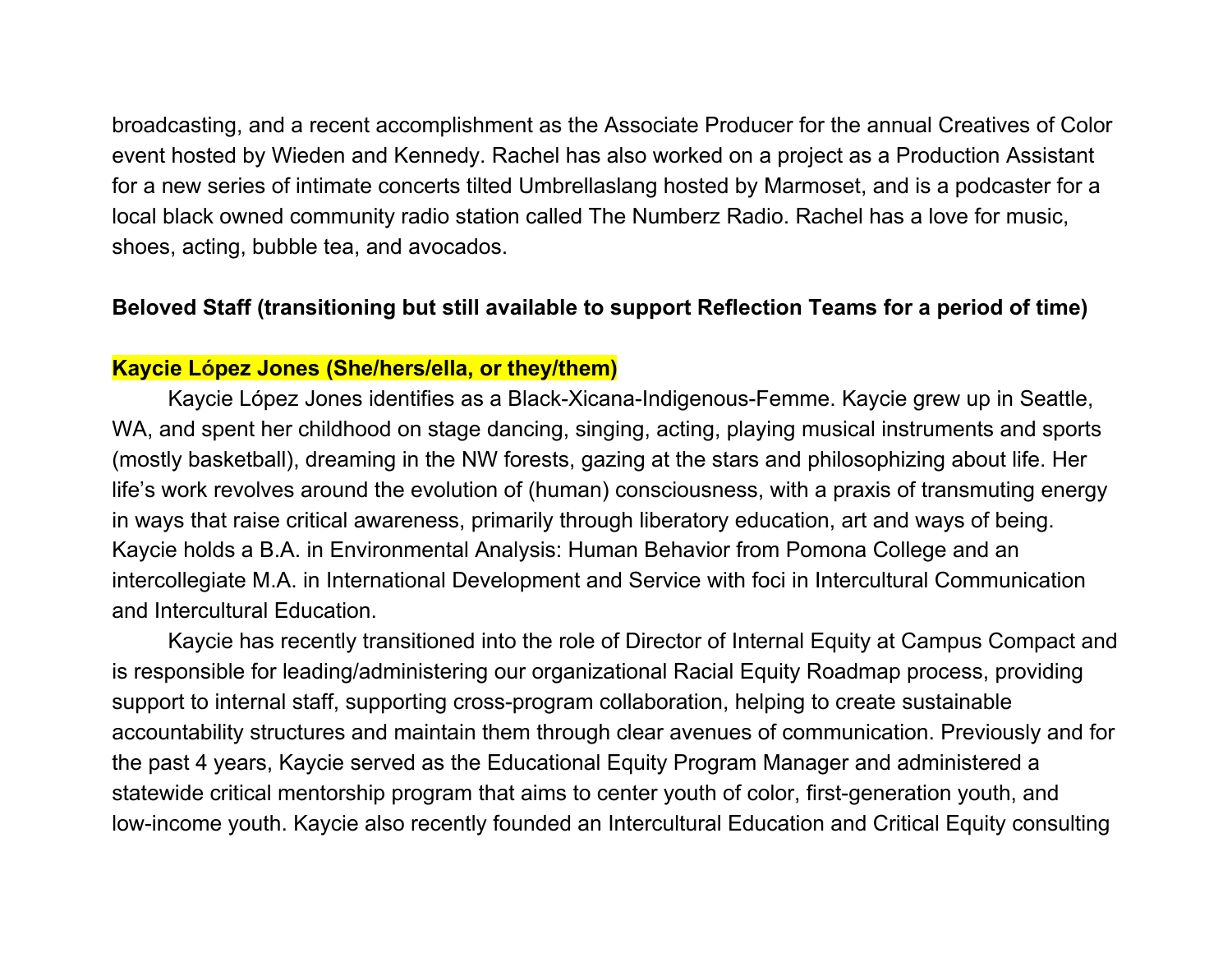broadcasting, and a recent accomplishment as the Associate Producer for the annual Creatives of Color event hosted by Wieden and Kennedy. Rachel has also worked on a project as a Production Assistant for a new series of intimate concerts tilted Umbrellaslang hosted by Marmoset, and is a podcaster for a local black owned community radio station called The Numberz Radio. Rachel has a love for music, shoes, acting, bubble tea, and avocados.

**Beloved Staff (transitioning but still available to support Reflection Teams for a period of time)**

**Kaycie López Jones (She/hers/ella, or they/them)**

Kaycie López Jones identifies as a Black-Xicana-Indigenous-Femme. Kaycie grew up in Seattle, WA, and spent her childhood on stage dancing, singing, acting, playing musical instruments and sports (mostly basketball), dreaming in the NW forests, gazing at the stars and philosophizing about life. Her life's work revolves around the evolution of (human) consciousness, with a praxis of transmuting energy in ways that raise critical awareness, primarily through liberatory education, art and ways of being. Kaycie holds a B.A. in Environmental Analysis: Human Behavior from Pomona College and an intercollegiate M.A. in International Development and Service with foci in Intercultural Communication and Intercultural Education.

Kaycie has recently transitioned into the role of Director of Internal Equity at Campus Compact and is responsible for leading/administering our organizational Racial Equity Roadmap process, providing support to internal staff, supporting cross-program collaboration, helping to create sustainable accountability structures and maintain them through clear avenues of communication. Previously and for the past 4 years, Kaycie served as the Educational Equity Program Manager and administered a statewide critical mentorship program that aims to center youth of color, first-generation youth, and low-income youth. Kaycie also recently founded an Intercultural Education and Critical Equity consulting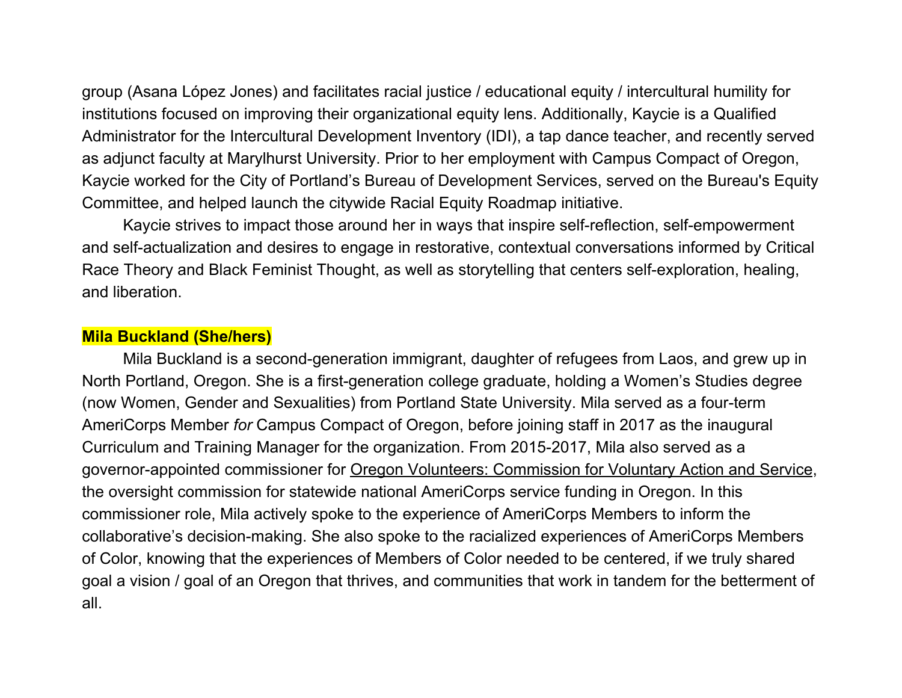group (Asana López Jones) and facilitates racial justice / educational equity / intercultural humility for institutions focused on improving their organizational equity lens. Additionally, Kaycie is a Qualified Administrator for the Intercultural Development Inventory (IDI), a tap dance teacher, and recently served as adjunct faculty at Marylhurst University. Prior to her employment with Campus Compact of Oregon, Kaycie worked for the City of Portland's Bureau of Development Services, served on the Bureau's Equity Committee, and helped launch the citywide Racial Equity Roadmap initiative.

Kaycie strives to impact those around her in ways that inspire self-reflection, self-empowerment and self-actualization and desires to engage in restorative, contextual conversations informed by Critical Race Theory and Black Feminist Thought, as well as storytelling that centers self-exploration, healing, and liberation.

**Mila Buckland (She/hers)**

Mila Buckland is a second-generation immigrant, daughter of refugees from Laos, and grew up in North Portland, Oregon. She is a first-generation college graduate, holding a Women's Studies degree (now Women, Gender and Sexualities) from Portland State University. Mila served as a four-term AmeriCorps Member *for* Campus Compact of Oregon, before joining staff in 2017 as the inaugural Curriculum and Training Manager for the organization. From 2015-2017, Mila also served as a governor-appointed commissioner for Oregon Volunteers: Commission for Voluntary Action and Service, the oversight commission for statewide national AmeriCorps service funding in Oregon. In this commissioner role, Mila actively spoke to the experience of AmeriCorps Members to inform the collaborative's decision-making. She also spoke to the racialized experiences of AmeriCorps Members of Color, knowing that the experiences of Members of Color needed to be centered, if we truly shared goal a vision / goal of an Oregon that thrives, and communities that work in tandem for the betterment of all.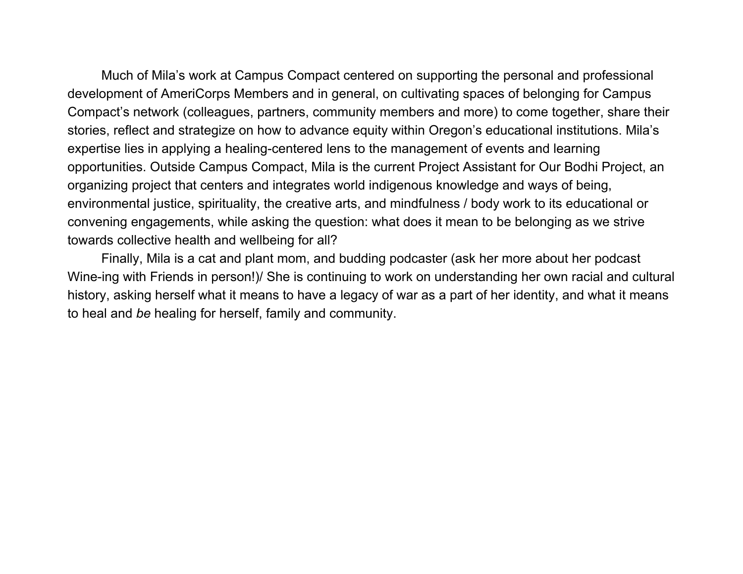Much of Mila's work at Campus Compact centered on supporting the personal and professional development of AmeriCorps Members and in general, on cultivating spaces of belonging for Campus Compact's network (colleagues, partners, community members and more) to come together, share their stories, reflect and strategize on how to advance equity within Oregon's educational institutions. Mila's expertise lies in applying a healing-centered lens to the management of events and learning opportunities. Outside Campus Compact, Mila is the current Project Assistant for Our Bodhi Project, an organizing project that centers and integrates world indigenous knowledge and ways of being, environmental justice, spirituality, the creative arts, and mindfulness / body work to its educational or convening engagements, while asking the question: what does it mean to be belonging as we strive towards collective health and wellbeing for all?

Finally, Mila is a cat and plant mom, and budding podcaster (ask her more about her podcast Wine-ing with Friends in person!)/ She is continuing to work on understanding her own racial and cultural history, asking herself what it means to have a legacy of war as a part of her identity, and what it means to heal and *be* healing for herself, family and community.